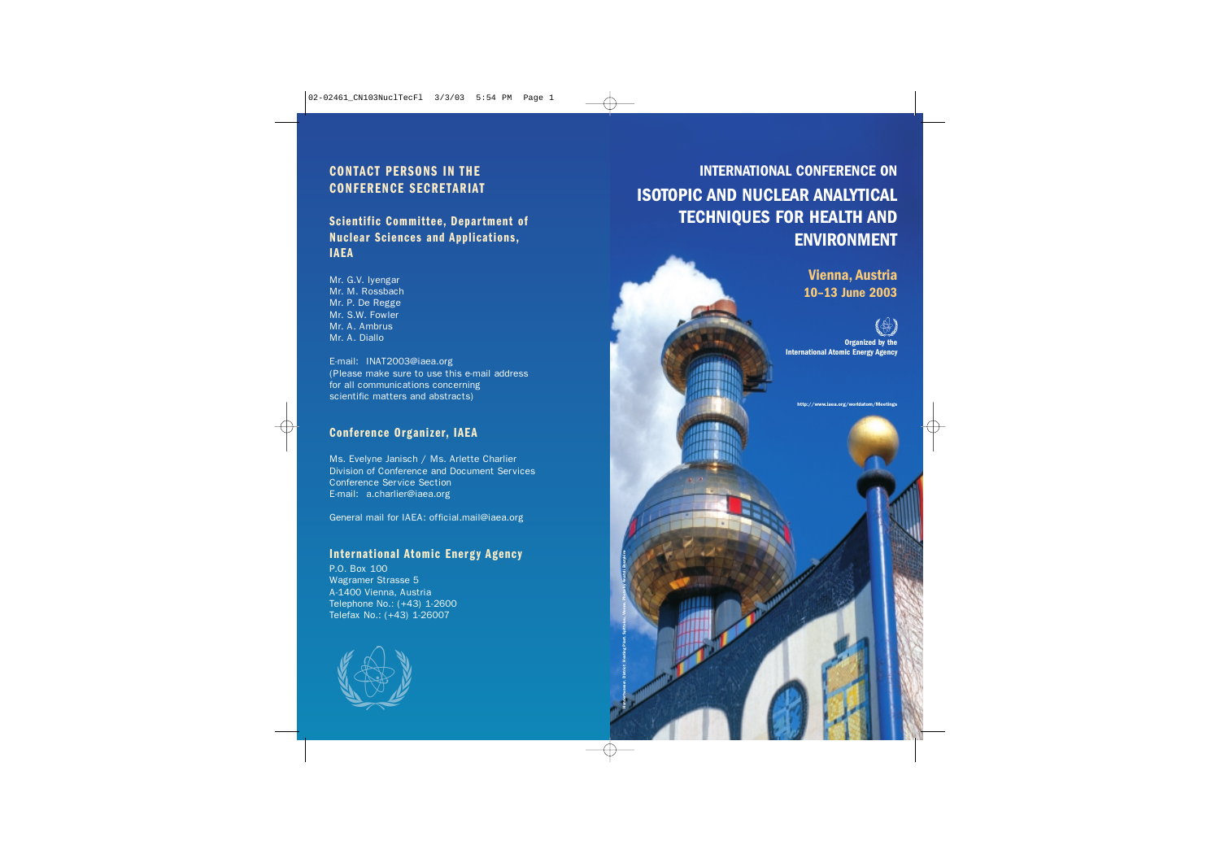# INTERNATIONAL CONFERENCE ON ISOTOPIC AND NUCLEAR ANALYTICAL TECHNIQUES FOR HEALTH AND ENVIRONMENT

**Vienna, Austria**
**10–13 June 2003**

Organized by the International Atomic Energy Agency

http://www.iaea.org/worldatom/Meetings

## CONTACT PERSONS IN THE CONFERENCE SECRETARIAT

### Scientific Committee, Department of Nuclear Sciences and Applications, IAEA

Mr. G.V. Iyengar
Mr. M. Rossbach
Mr. P. De Regge
Mr. S.W. Fowler
Mr. A. Ambrus
Mr. A. Diallo

E-mail: INAT2003@iaea.org
(Please make sure to use this e-mail address for all communications concerning scientific matters and abstracts)

### Conference Organizer, IAEA

Ms. Evelyne Janisch / Ms. Arlette Charlier
Division of Conference and Document Services
Conference Service Section
E-mail: a.charlier@iaea.org

General mail for IAEA: official.mail@iaea.org

### International Atomic Energy Agency

P.O. Box 100
Wagramer Strasse 5
A-1400 Vienna, Austria
Telephone No.: (+43) 1-2600
Telefax No.: (+43) 1-26007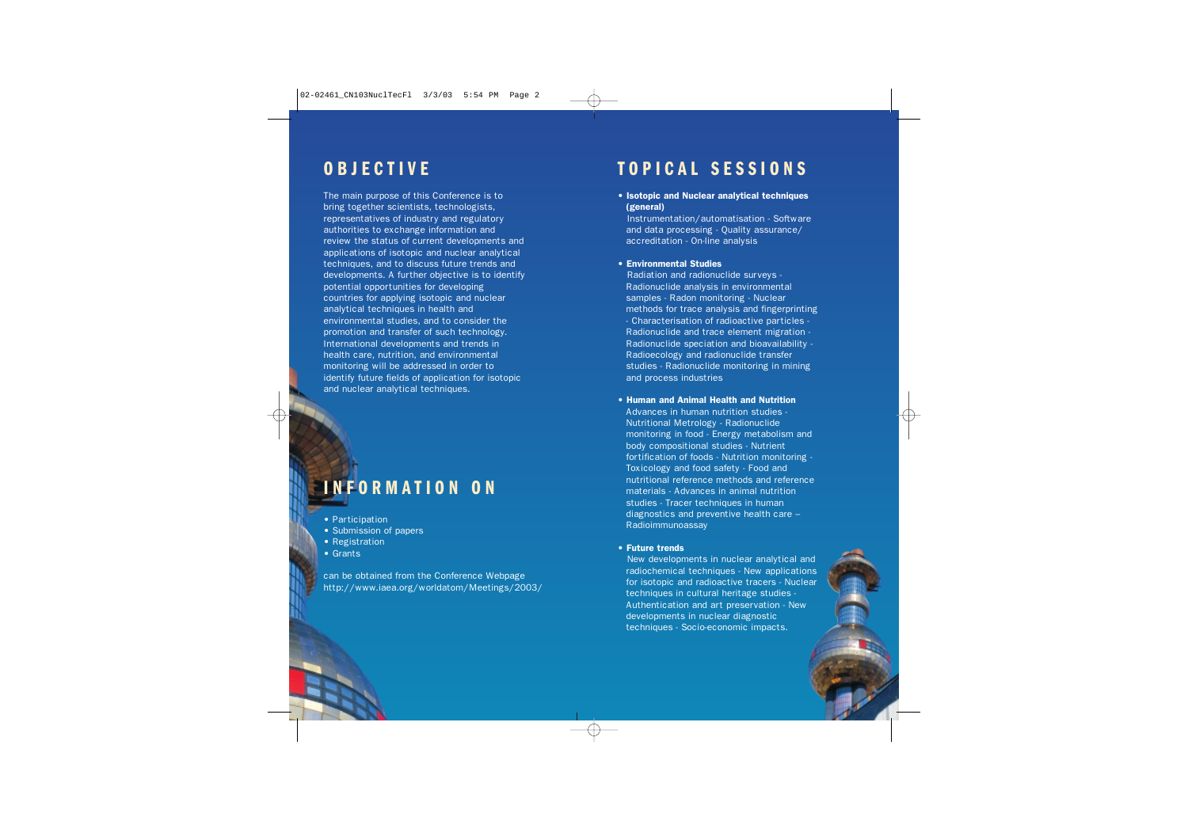# OBJECTIVE

The main purpose of this Conference is to bring together scientists, technologists, representatives of industry and regulatory authorities to exchange information and review the status of current developments and applications of isotopic and nuclear analytical techniques, and to discuss future trends and developments. A further objective is to identify potential opportunities for developing countries for applying isotopic and nuclear analytical techniques in health and environmental studies, and to consider the promotion and transfer of such technology. International developments and trends in health care, nutrition, and environmental monitoring will be addressed in order to identify future fields of application for isotopic and nuclear analytical techniques.

# INFORMATION ON

- Participation
- Submission of papers
- Registration
- Grants

can be obtained from the Conference Webpage http://www.iaea.org/worldatom/Meetings/2003/

# TOPICAL SESSIONS

- **Isotopic and Nuclear analytical techniques (general)**
  Instrumentation/automatisation - Software and data processing - Quality assurance/ accreditation - On-line analysis

- **Environmental Studies**
  Radiation and radionuclide surveys - Radionuclide analysis in environmental samples - Radon monitoring - Nuclear methods for trace analysis and fingerprinting - Characterisation of radioactive particles - Radionuclide and trace element migration - Radionuclide speciation and bioavailability - Radioecology and radionuclide transfer studies - Radionuclide monitoring in mining and process industries

- **Human and Animal Health and Nutrition**
  Advances in human nutrition studies - Nutritional Metrology - Radionuclide monitoring in food - Energy metabolism and body compositional studies - Nutrient fortification of foods - Nutrition monitoring - Toxicology and food safety - Food and nutritional reference methods and reference materials - Advances in animal nutrition studies - Tracer techniques in human diagnostics and preventive health care – Radioimmunoassay

- **Future trends**
  New developments in nuclear analytical and radiochemical techniques - New applications for isotopic and radioactive tracers - Nuclear techniques in cultural heritage studies - Authentication and art preservation - New developments in nuclear diagnostic techniques - Socio-economic impacts.